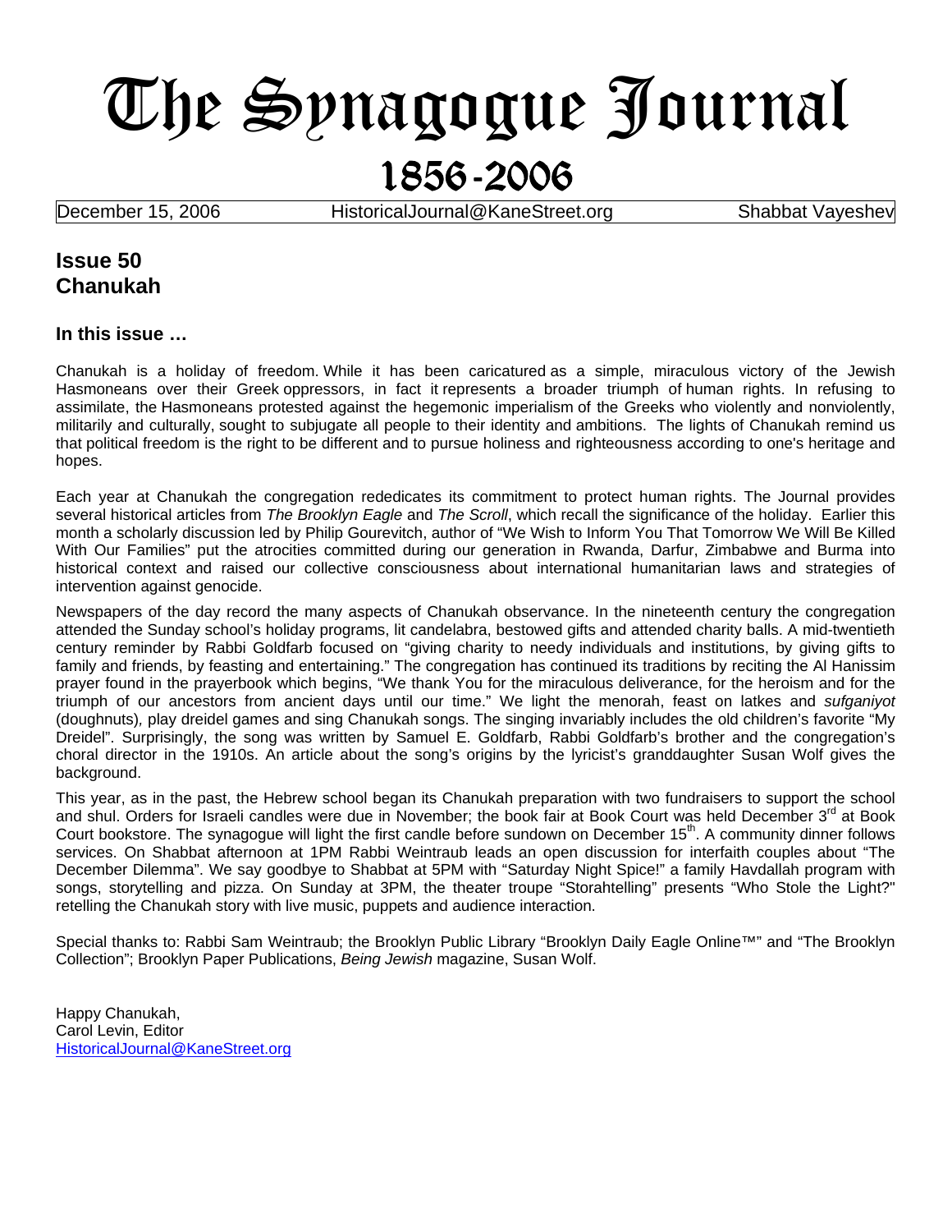# The Synagogue Journal

## 1856-2006

December 15, 2006 | HistoricalJournal@KaneStreet.org | Shabbat Vayeshev

## Issue 50
## Chanukah

### In this issue …

Chanukah is a holiday of freedom. While it has been caricatured as a simple, miraculous victory of the Jewish Hasmoneans over their Greek oppressors, in fact it represents a broader triumph of human rights. In refusing to assimilate, the Hasmoneans protested against the hegemonic imperialism of the Greeks who violently and nonviolently, militarily and culturally, sought to subjugate all people to their identity and ambitions. The lights of Chanukah remind us that political freedom is the right to be different and to pursue holiness and righteousness according to one's heritage and hopes.

Each year at Chanukah the congregation rededicates its commitment to protect human rights. The Journal provides several historical articles from *The Brooklyn Eagle* and *The Scroll*, which recall the significance of the holiday. Earlier this month a scholarly discussion led by Philip Gourevitch, author of "We Wish to Inform You That Tomorrow We Will Be Killed With Our Families" put the atrocities committed during our generation in Rwanda, Darfur, Zimbabwe and Burma into historical context and raised our collective consciousness about international humanitarian laws and strategies of intervention against genocide.

Newspapers of the day record the many aspects of Chanukah observance. In the nineteenth century the congregation attended the Sunday school's holiday programs, lit candelabra, bestowed gifts and attended charity balls. A mid-twentieth century reminder by Rabbi Goldfarb focused on "giving charity to needy individuals and institutions, by giving gifts to family and friends, by feasting and entertaining." The congregation has continued its traditions by reciting the Al Hanissim prayer found in the prayerbook which begins, "We thank You for the miraculous deliverance, for the heroism and for the triumph of our ancestors from ancient days until our time." We light the menorah, feast on latkes and *sufganiyot* (doughnuts), play dreidel games and sing Chanukah songs. The singing invariably includes the old children's favorite "My Dreidel". Surprisingly, the song was written by Samuel E. Goldfarb, Rabbi Goldfarb's brother and the congregation's choral director in the 1910s. An article about the song's origins by the lyricist's granddaughter Susan Wolf gives the background.

This year, as in the past, the Hebrew school began its Chanukah preparation with two fundraisers to support the school and shul. Orders for Israeli candles were due in November; the book fair at Book Court was held December 3rd at Book Court bookstore. The synagogue will light the first candle before sundown on December 15th. A community dinner follows services. On Shabbat afternoon at 1PM Rabbi Weintraub leads an open discussion for interfaith couples about "The December Dilemma". We say goodbye to Shabbat at 5PM with "Saturday Night Spice!" a family Havdallah program with songs, storytelling and pizza. On Sunday at 3PM, the theater troupe "Storahtelling" presents "Who Stole the Light?" retelling the Chanukah story with live music, puppets and audience interaction.

Special thanks to: Rabbi Sam Weintraub; the Brooklyn Public Library "Brooklyn Daily Eagle Online™" and "The Brooklyn Collection"; Brooklyn Paper Publications, *Being Jewish* magazine, Susan Wolf.

Happy Chanukah,
Carol Levin, Editor
HistoricalJournal@KaneStreet.org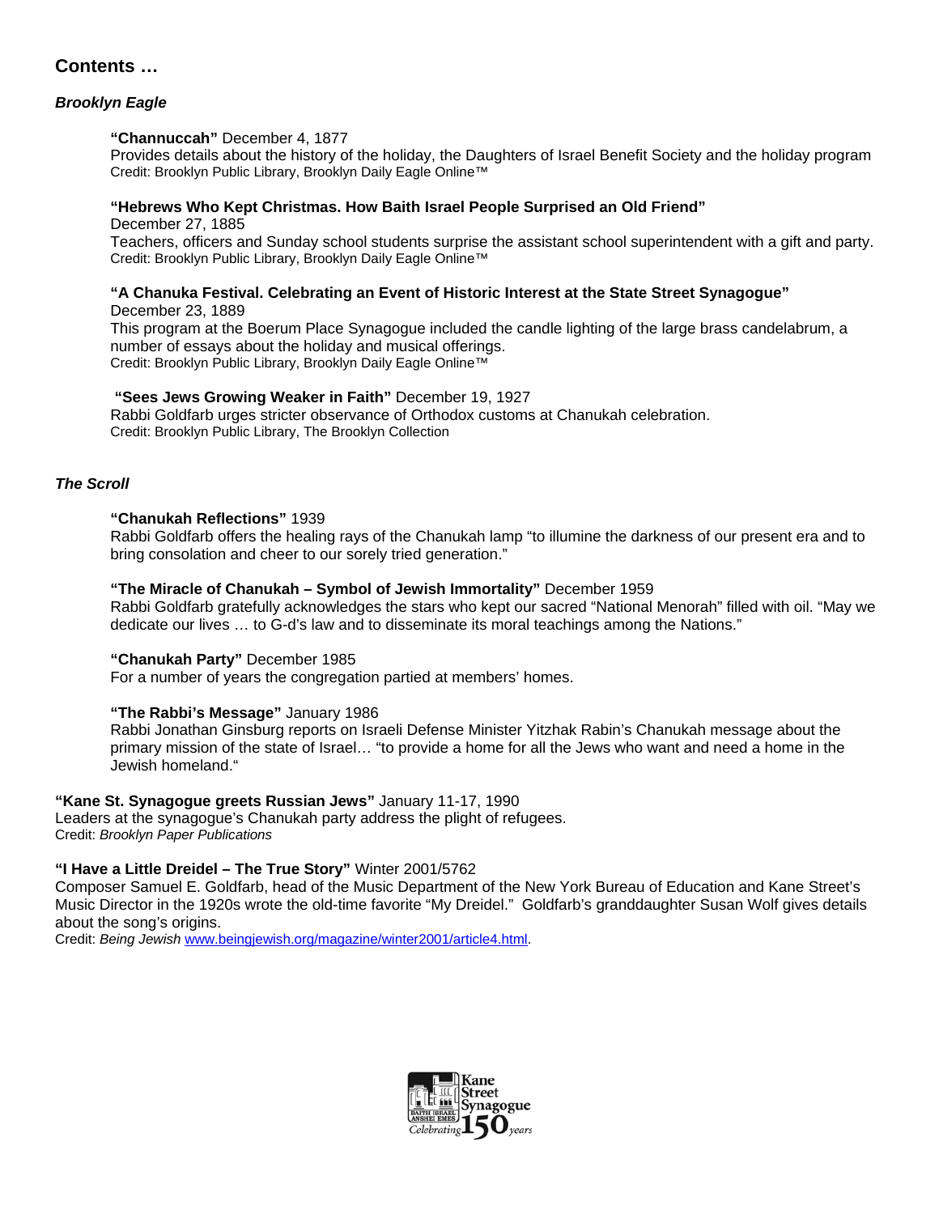## Contents …

### *Brooklyn Eagle*

**"Channuccah"** December 4, 1877
Provides details about the history of the holiday, the Daughters of Israel Benefit Society and the holiday program
Credit: Brooklyn Public Library, Brooklyn Daily Eagle Online™

**"Hebrews Who Kept Christmas. How Baith Israel People Surprised an Old Friend"**
December 27, 1885
Teachers, officers and Sunday school students surprise the assistant school superintendent with a gift and party.
Credit: Brooklyn Public Library, Brooklyn Daily Eagle Online™

**"A Chanuka Festival. Celebrating an Event of Historic Interest at the State Street Synagogue"**
December 23, 1889
This program at the Boerum Place Synagogue included the candle lighting of the large brass candelabrum, a number of essays about the holiday and musical offerings.
Credit: Brooklyn Public Library, Brooklyn Daily Eagle Online™

**"Sees Jews Growing Weaker in Faith"** December 19, 1927
Rabbi Goldfarb urges stricter observance of Orthodox customs at Chanukah celebration.
Credit: Brooklyn Public Library, The Brooklyn Collection

### *The Scroll*

**"Chanukah Reflections"** 1939
Rabbi Goldfarb offers the healing rays of the Chanukah lamp "to illumine the darkness of our present era and to bring consolation and cheer to our sorely tried generation."

**"The Miracle of Chanukah – Symbol of Jewish Immortality"** December 1959
Rabbi Goldfarb gratefully acknowledges the stars who kept our sacred "National Menorah" filled with oil. "May we dedicate our lives … to G-d's law and to disseminate its moral teachings among the Nations."

**"Chanukah Party"** December 1985
For a number of years the congregation partied at members' homes.

**"The Rabbi's Message"** January 1986
Rabbi Jonathan Ginsburg reports on Israeli Defense Minister Yitzhak Rabin's Chanukah message about the primary mission of the state of Israel… "to provide a home for all the Jews who want and need a home in the Jewish homeland."

**"Kane St. Synagogue greets Russian Jews"** January 11-17, 1990
Leaders at the synagogue's Chanukah party address the plight of refugees.
Credit: *Brooklyn Paper Publications*

**"I Have a Little Dreidel – The True Story"** Winter 2001/5762
Composer Samuel E. Goldfarb, head of the Music Department of the New York Bureau of Education and Kane Street's Music Director in the 1920s wrote the old-time favorite "My Dreidel." Goldfarb's granddaughter Susan Wolf gives details about the song's origins.
Credit: *Being Jewish* www.beingjewish.org/magazine/winter2001/article4.html.

Kane Street Synagogue
Baith Israel Anshei Emes
Celebrating 150 years